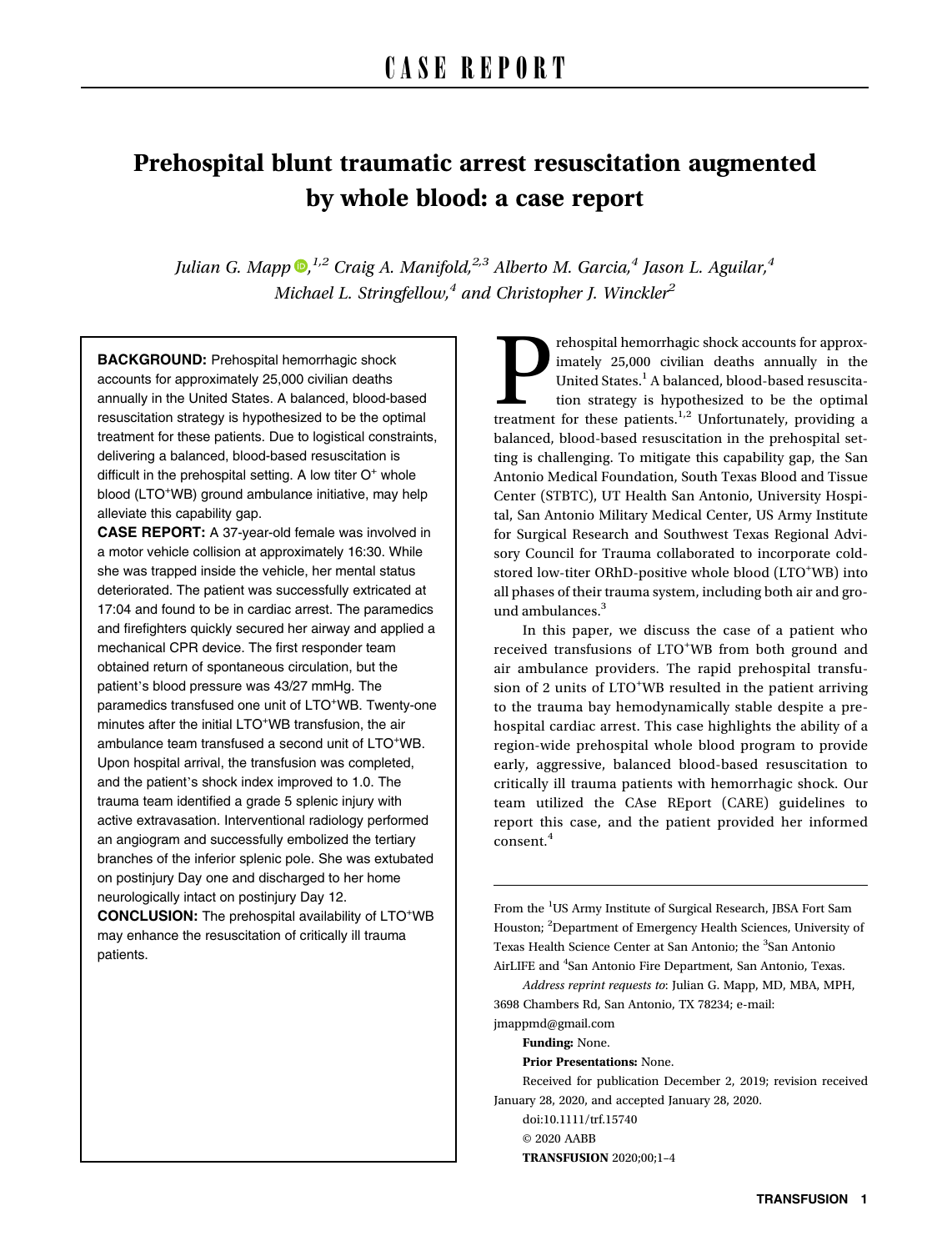# CASE REPORT

# Prehospital blunt traumatic arrest resuscitation augmented by whole blood: a case report

*Julian G. Mapp*,[1,2] *Craig A. Manifold*,[2,3] *Alberto M. Garcia*,[4] *Jason L. Aguilar*,[4] *Michael L. Stringfellow*,[4] *and Christopher J. Winckler*[2]

**BACKGROUND:** Prehospital hemorrhagic shock accounts for approximately 25,000 civilian deaths annually in the United States. A balanced, blood-based resuscitation strategy is hypothesized to be the optimal treatment for these patients. Due to logistical constraints, delivering a balanced, blood-based resuscitation is difficult in the prehospital setting. A low titer $O^+$ whole blood ($LTO^+WB$) ground ambulance initiative, may help alleviate this capability gap.

**CASE REPORT:** A 37-year-old female was involved in a motor vehicle collision at approximately 16:30. While she was trapped inside the vehicle, her mental status deteriorated. The patient was successfully extricated at 17:04 and found to be in cardiac arrest. The paramedics and firefighters quickly secured her airway and applied a mechanical CPR device. The first responder team obtained return of spontaneous circulation, but the patient's blood pressure was 43/27 mmHg. The paramedics transfused one unit of $LTO^+WB$. Twenty-one minutes after the initial $LTO^+WB$ transfusion, the air ambulance team transfused a second unit of $LTO^+WB$. Upon hospital arrival, the transfusion was completed, and the patient's shock index improved to 1.0. The trauma team identified a grade 5 splenic injury with active extravasation. Interventional radiology performed an angiogram and successfully embolized the tertiary branches of the inferior splenic pole. She was extubated on postinjury Day one and discharged to her home neurologically intact on postinjury Day 12.

**CONCLUSION:** The prehospital availability of $LTO^+WB$ may enhance the resuscitation of critically ill trauma patients.

Prehospital hemorrhagic shock accounts for approximately 25,000 civilian deaths annually in the United States.[1] A balanced, blood-based resuscitation strategy is hypothesized to be the optimal treatment for these patients.[1,2] Unfortunately, providing a balanced, blood-based resuscitation in the prehospital setting is challenging. To mitigate this capability gap, the San Antonio Medical Foundation, South Texas Blood and Tissue Center (STBTC), UT Health San Antonio, University Hospital, San Antonio Military Medical Center, US Army Institute for Surgical Research and Southwest Texas Regional Advisory Council for Trauma collaborated to incorporate cold-stored low-titer ORhD-positive whole blood ($LTO^+WB$) into all phases of their trauma system, including both air and ground ambulances.[3]

In this paper, we discuss the case of a patient who received transfusions of $LTO^+WB$ from both ground and air ambulance providers. The rapid prehospital transfusion of 2 units of $LTO^+WB$ resulted in the patient arriving to the trauma bay hemodynamically stable despite a prehospital cardiac arrest. This case highlights the ability of a region-wide prehospital whole blood program to provide early, aggressive, balanced blood-based resuscitation to critically ill trauma patients with hemorrhagic shock. Our team utilized the CAse REport (CARE) guidelines to report this case, and the patient provided her informed consent.[4]

From the [1]US Army Institute of Surgical Research, JBSA Fort Sam Houston; [2]Department of Emergency Health Sciences, University of Texas Health Science Center at San Antonio; the [3]San Antonio AirLIFE and [4]San Antonio Fire Department, San Antonio, Texas.

*Address reprint requests to*: Julian G. Mapp, MD, MBA, MPH, 3698 Chambers Rd, San Antonio, TX 78234; e-mail: jmappmd@gmail.com

**Funding:** None.

**Prior Presentations:** None.

Received for publication December 2, 2019; revision received January 28, 2020, and accepted January 28, 2020.

doi:10.1111/trf.15740

© 2020 AABB

**TRANSFUSION** 2020;00;1–4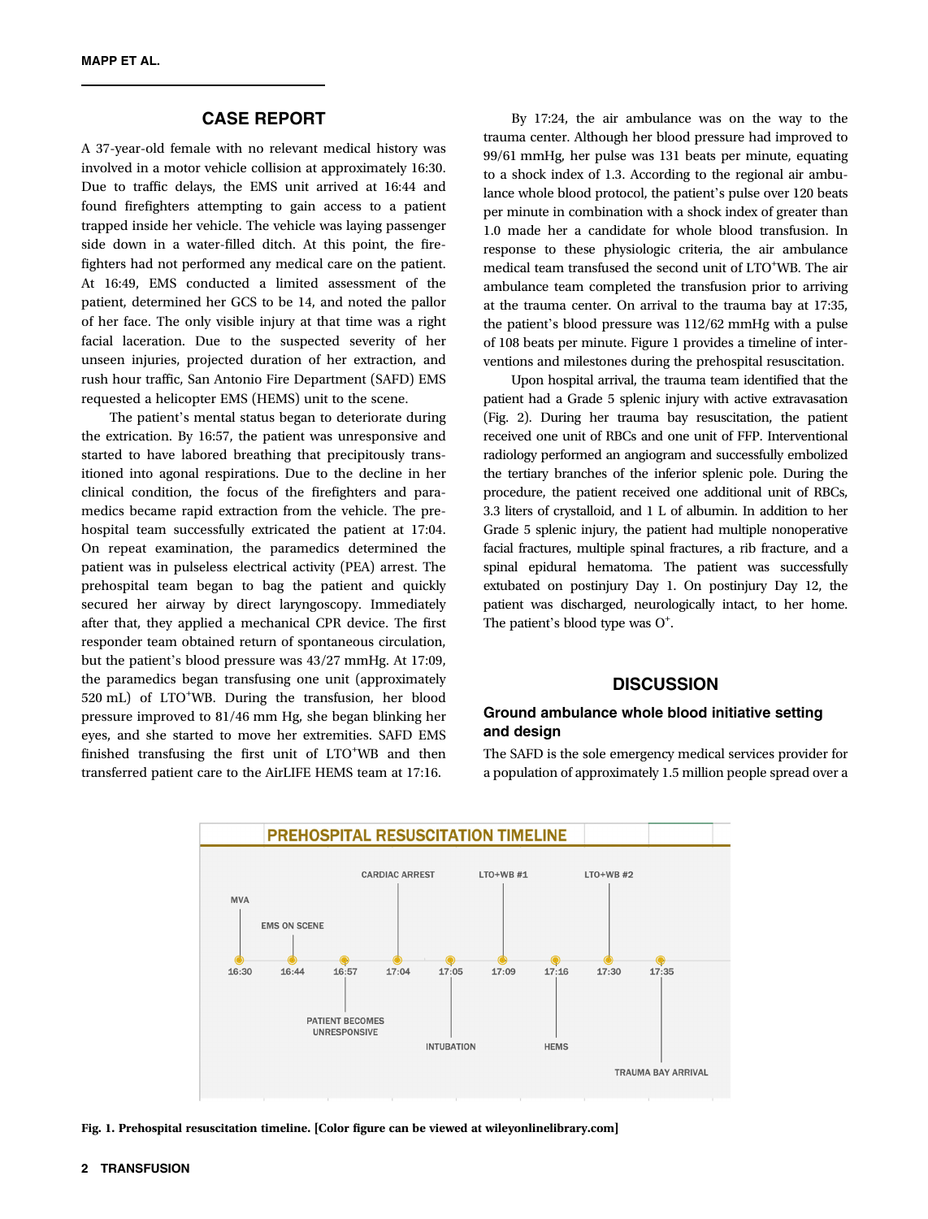## CASE REPORT

A 37-year-old female with no relevant medical history was involved in a motor vehicle collision at approximately 16:30. Due to traffic delays, the EMS unit arrived at 16:44 and found firefighters attempting to gain access to a patient trapped inside her vehicle. The vehicle was laying passenger side down in a water-filled ditch. At this point, the firefighters had not performed any medical care on the patient. At 16:49, EMS conducted a limited assessment of the patient, determined her GCS to be 14, and noted the pallor of her face. The only visible injury at that time was a right facial laceration. Due to the suspected severity of her unseen injuries, projected duration of her extraction, and rush hour traffic, San Antonio Fire Department (SAFD) EMS requested a helicopter EMS (HEMS) unit to the scene.

The patient's mental status began to deteriorate during the extrication. By 16:57, the patient was unresponsive and started to have labored breathing that precipitously transitioned into agonal respirations. Due to the decline in her clinical condition, the focus of the firefighters and paramedics became rapid extraction from the vehicle. The prehospital team successfully extricated the patient at 17:04. On repeat examination, the paramedics determined the patient was in pulseless electrical activity (PEA) arrest. The prehospital team began to bag the patient and quickly secured her airway by direct laryngoscopy. Immediately after that, they applied a mechanical CPR device. The first responder team obtained return of spontaneous circulation, but the patient's blood pressure was 43/27 mmHg. At 17:09, the paramedics began transfusing one unit (approximately 520 mL) of LTO$^+$WB. During the transfusion, her blood pressure improved to 81/46 mm Hg, she began blinking her eyes, and she started to move her extremities. SAFD EMS finished transfusing the first unit of LTO$^+$WB and then transferred patient care to the AirLIFE HEMS team at 17:16.

By 17:24, the air ambulance was on the way to the trauma center. Although her blood pressure had improved to 99/61 mmHg, her pulse was 131 beats per minute, equating to a shock index of 1.3. According to the regional air ambulance whole blood protocol, the patient's pulse over 120 beats per minute in combination with a shock index of greater than 1.0 made her a candidate for whole blood transfusion. In response to these physiologic criteria, the air ambulance medical team transfused the second unit of LTO$^+$WB. The air ambulance team completed the transfusion prior to arriving at the trauma center. On arrival to the trauma bay at 17:35, the patient's blood pressure was 112/62 mmHg with a pulse of 108 beats per minute. Figure 1 provides a timeline of interventions and milestones during the prehospital resuscitation.

Upon hospital arrival, the trauma team identified that the patient had a Grade 5 splenic injury with active extravasation (Fig. 2). During her trauma bay resuscitation, the patient received one unit of RBCs and one unit of FFP. Interventional radiology performed an angiogram and successfully embolized the tertiary branches of the inferior splenic pole. During the procedure, the patient received one additional unit of RBCs, 3.3 liters of crystalloid, and 1 L of albumin. In addition to her Grade 5 splenic injury, the patient had multiple nonoperative facial fractures, multiple spinal fractures, a rib fracture, and a spinal epidural hematoma. The patient was successfully extubated on postinjury Day 1. On postinjury Day 12, the patient was discharged, neurologically intact, to her home. The patient's blood type was O$^+$.

## DISCUSSION

### Ground ambulance whole blood initiative setting and design

The SAFD is the sole emergency medical services provider for a population of approximately 1.5 million people spread over a

PREHOSPITAL RESUSCITATION TIMELINE

| Time | Event |
|---|---|
| 16:30 | MVA |
| 16:44 | EMS ON SCENE |
| 16:57 | PATIENT BECOMES UNRESPONSIVE |
| 17:04 | CARDIAC ARREST |
| 17:05 | INTUBATION |
| 17:09 | LTO+WB #1 |
| 17:16 | HEMS |
| 17:30 | LTO+WB #2 |
| 17:35 | TRAUMA BAY ARRIVAL |

**Fig. 1. Prehospital resuscitation timeline. [Color figure can be viewed at wileyonlinelibrary.com]**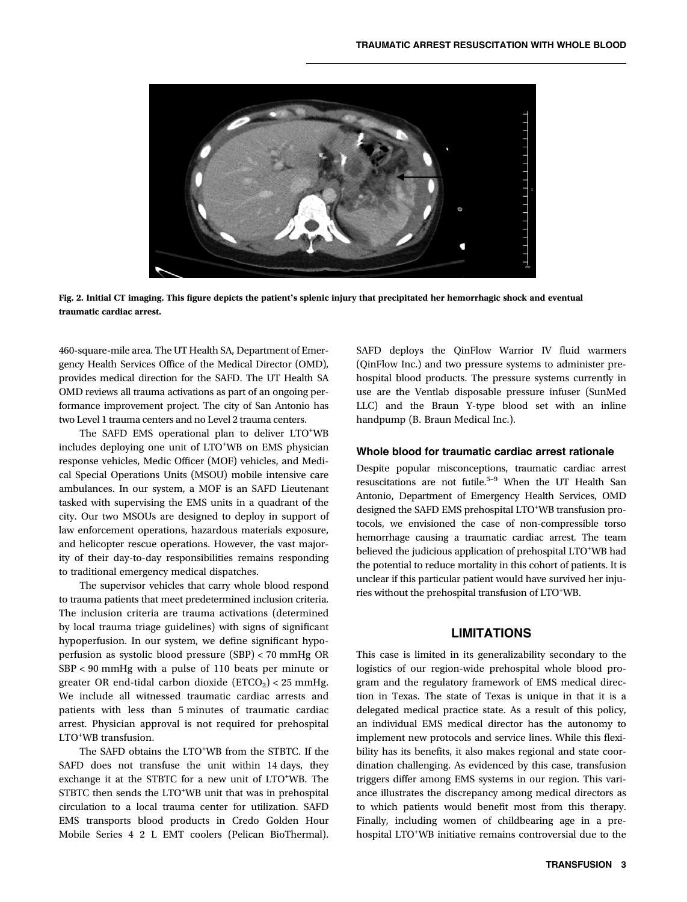Fig. 2. Initial CT imaging. This figure depicts the patient's splenic injury that precipitated her hemorrhagic shock and eventual traumatic cardiac arrest.

460-square-mile area. The UT Health SA, Department of Emergency Health Services Office of the Medical Director (OMD), provides medical direction for the SAFD. The UT Health SA OMD reviews all trauma activations as part of an ongoing performance improvement project. The city of San Antonio has two Level 1 trauma centers and no Level 2 trauma centers.

The SAFD EMS operational plan to deliver LTO⁺WB includes deploying one unit of LTO⁺WB on EMS physician response vehicles, Medic Officer (MOF) vehicles, and Medical Special Operations Units (MSOU) mobile intensive care ambulances. In our system, a MOF is an SAFD Lieutenant tasked with supervising the EMS units in a quadrant of the city. Our two MSOUs are designed to deploy in support of law enforcement operations, hazardous materials exposure, and helicopter rescue operations. However, the vast majority of their day-to-day responsibilities remains responding to traditional emergency medical dispatches.

The supervisor vehicles that carry whole blood respond to trauma patients that meet predetermined inclusion criteria. The inclusion criteria are trauma activations (determined by local trauma triage guidelines) with signs of significant hypoperfusion. In our system, we define significant hypoperfusion as systolic blood pressure (SBP) < 70 mmHg OR SBP < 90 mmHg with a pulse of 110 beats per minute or greater OR end-tidal carbon dioxide ($ETCO_2$) < 25 mmHg. We include all witnessed traumatic cardiac arrests and patients with less than 5 minutes of traumatic cardiac arrest. Physician approval is not required for prehospital LTO⁺WB transfusion.

The SAFD obtains the LTO⁺WB from the STBTC. If the SAFD does not transfuse the unit within 14 days, they exchange it at the STBTC for a new unit of LTO⁺WB. The STBTC then sends the LTO⁺WB unit that was in prehospital circulation to a local trauma center for utilization. SAFD EMS transports blood products in Credo Golden Hour Mobile Series 4 2 L EMT coolers (Pelican BioThermal). SAFD deploys the QinFlow Warrior IV fluid warmers (QinFlow Inc.) and two pressure systems to administer prehospital blood products. The pressure systems currently in use are the Ventlab disposable pressure infuser (SunMed LLC) and the Braun Y-type blood set with an inline handpump (B. Braun Medical Inc.).

### Whole blood for traumatic cardiac arrest rationale

Despite popular misconceptions, traumatic cardiac arrest resuscitations are not futile.[5–9] When the UT Health San Antonio, Department of Emergency Health Services, OMD designed the SAFD EMS prehospital LTO⁺WB transfusion protocols, we envisioned the case of non-compressible torso hemorrhage causing a traumatic cardiac arrest. The team believed the judicious application of prehospital LTO⁺WB had the potential to reduce mortality in this cohort of patients. It is unclear if this particular patient would have survived her injuries without the prehospital transfusion of LTO⁺WB.

## LIMITATIONS

This case is limited in its generalizability secondary to the logistics of our region-wide prehospital whole blood program and the regulatory framework of EMS medical direction in Texas. The state of Texas is unique in that it is a delegated medical practice state. As a result of this policy, an individual EMS medical director has the autonomy to implement new protocols and service lines. While this flexibility has its benefits, it also makes regional and state coordination challenging. As evidenced by this case, transfusion triggers differ among EMS systems in our region. This variance illustrates the discrepancy among medical directors as to which patients would benefit most from this therapy. Finally, including women of childbearing age in a prehospital LTO⁺WB initiative remains controversial due to the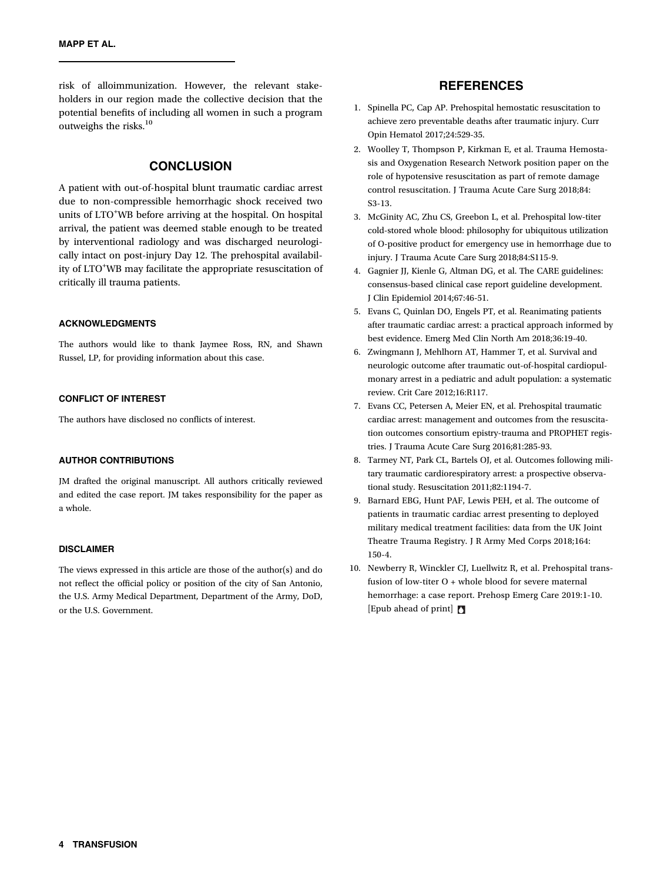risk of alloimmunization. However, the relevant stakeholders in our region made the collective decision that the potential benefits of including all women in such a program outweighs the risks.[10]

## CONCLUSION

A patient with out-of-hospital blunt traumatic cardiac arrest due to non-compressible hemorrhagic shock received two units of LTO$^{+}$WB before arriving at the hospital. On hospital arrival, the patient was deemed stable enough to be treated by interventional radiology and was discharged neurologically intact on post-injury Day 12. The prehospital availability of LTO$^{+}$WB may facilitate the appropriate resuscitation of critically ill trauma patients.

### ACKNOWLEDGMENTS

The authors would like to thank Jaymee Ross, RN, and Shawn Russel, LP, for providing information about this case.

### CONFLICT OF INTEREST

The authors have disclosed no conflicts of interest.

### AUTHOR CONTRIBUTIONS

JM drafted the original manuscript. All authors critically reviewed and edited the case report. JM takes responsibility for the paper as a whole.

### DISCLAIMER

The views expressed in this article are those of the author(s) and do not reflect the official policy or position of the city of San Antonio, the U.S. Army Medical Department, Department of the Army, DoD, or the U.S. Government.

## REFERENCES

1. Spinella PC, Cap AP. Prehospital hemostatic resuscitation to achieve zero preventable deaths after traumatic injury. Curr Opin Hematol 2017;24:529-35.
2. Woolley T, Thompson P, Kirkman E, et al. Trauma Hemostasis and Oxygenation Research Network position paper on the role of hypotensive resuscitation as part of remote damage control resuscitation. J Trauma Acute Care Surg 2018;84: S3-13.
3. McGinity AC, Zhu CS, Greebon L, et al. Prehospital low-titer cold-stored whole blood: philosophy for ubiquitous utilization of O-positive product for emergency use in hemorrhage due to injury. J Trauma Acute Care Surg 2018;84:S115-9.
4. Gagnier JJ, Kienle G, Altman DG, et al. The CARE guidelines: consensus-based clinical case report guideline development. J Clin Epidemiol 2014;67:46-51.
5. Evans C, Quinlan DO, Engels PT, et al. Reanimating patients after traumatic cardiac arrest: a practical approach informed by best evidence. Emerg Med Clin North Am 2018;36:19-40.
6. Zwingmann J, Mehlhorn AT, Hammer T, et al. Survival and neurologic outcome after traumatic out-of-hospital cardiopulmonary arrest in a pediatric and adult population: a systematic review. Crit Care 2012;16:R117.
7. Evans CC, Petersen A, Meier EN, et al. Prehospital traumatic cardiac arrest: management and outcomes from the resuscitation outcomes consortium epistry-trauma and PROPHET registries. J Trauma Acute Care Surg 2016;81:285-93.
8. Tarmey NT, Park CL, Bartels OJ, et al. Outcomes following military traumatic cardiorespiratory arrest: a prospective observational study. Resuscitation 2011;82:1194-7.
9. Barnard EBG, Hunt PAF, Lewis PEH, et al. The outcome of patients in traumatic cardiac arrest presenting to deployed military medical treatment facilities: data from the UK Joint Theatre Trauma Registry. J R Army Med Corps 2018;164: 150-4.
10. Newberry R, Winckler CJ, Luellwitz R, et al. Prehospital transfusion of low-titer O + whole blood for severe maternal hemorrhage: a case report. Prehosp Emerg Care 2019:1-10. [Epub ahead of print]